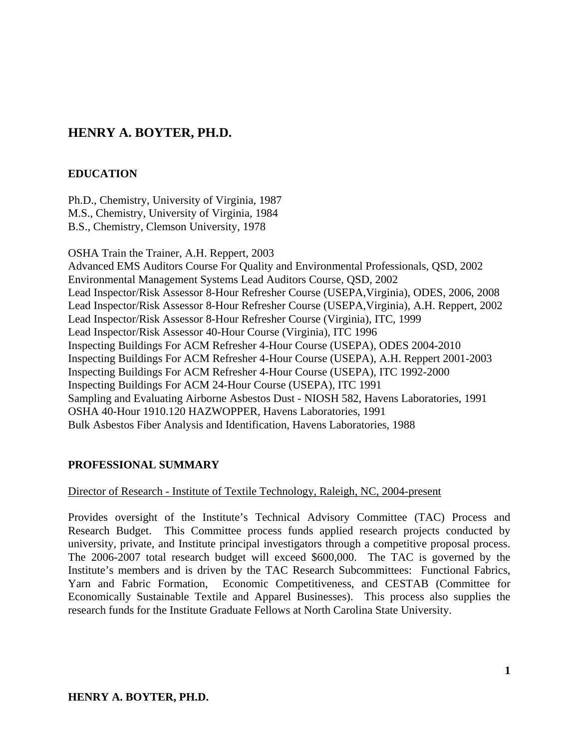# HENRY A. BOYTER, PH.D.

## EDUCATION

Ph.D., Chemistry, University of Virginia, 1987
M.S., Chemistry, University of Virginia, 1984
B.S., Chemistry, Clemson University, 1978

OSHA Train the Trainer, A.H. Reppert, 2003
Advanced EMS Auditors Course For Quality and Environmental Professionals, QSD, 2002
Environmental Management Systems Lead Auditors Course, QSD, 2002
Lead Inspector/Risk Assessor 8-Hour Refresher Course (USEPA,Virginia), ODES, 2006, 2008
Lead Inspector/Risk Assessor 8-Hour Refresher Course (USEPA,Virginia), A.H. Reppert, 2002
Lead Inspector/Risk Assessor 8-Hour Refresher Course (Virginia), ITC, 1999
Lead Inspector/Risk Assessor 40-Hour Course (Virginia), ITC 1996
Inspecting Buildings For ACM Refresher 4-Hour Course (USEPA), ODES 2004-2010
Inspecting Buildings For ACM Refresher 4-Hour Course (USEPA), A.H. Reppert 2001-2003
Inspecting Buildings For ACM Refresher 4-Hour Course (USEPA), ITC 1992-2000
Inspecting Buildings For ACM 24-Hour Course (USEPA), ITC 1991
Sampling and Evaluating Airborne Asbestos Dust - NIOSH 582, Havens Laboratories, 1991
OSHA 40-Hour 1910.120 HAZWOPPER, Havens Laboratories, 1991
Bulk Asbestos Fiber Analysis and Identification, Havens Laboratories, 1988

## PROFESSIONAL SUMMARY

<u>Director of Research - Institute of Textile Technology, Raleigh, NC, 2004-present</u>

Provides oversight of the Institute's Technical Advisory Committee (TAC) Process and Research Budget. This Committee process funds applied research projects conducted by university, private, and Institute principal investigators through a competitive proposal process. The 2006-2007 total research budget will exceed $600,000. The TAC is governed by the Institute's members and is driven by the TAC Research Subcommittees: Functional Fabrics, Yarn and Fabric Formation, Economic Competitiveness, and CESTAB (Committee for Economically Sustainable Textile and Apparel Businesses). This process also supplies the research funds for the Institute Graduate Fellows at North Carolina State University.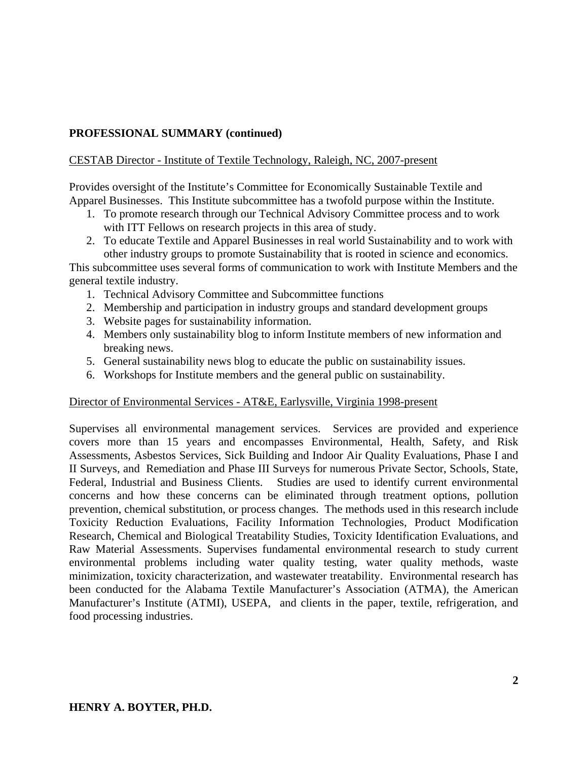**PROFESSIONAL SUMMARY (continued)**

CESTAB Director - Institute of Textile Technology, Raleigh, NC, 2007-present

Provides oversight of the Institute's Committee for Economically Sustainable Textile and Apparel Businesses. This Institute subcommittee has a twofold purpose within the Institute.

1. To promote research through our Technical Advisory Committee process and to work with ITT Fellows on research projects in this area of study.
2. To educate Textile and Apparel Businesses in real world Sustainability and to work with other industry groups to promote Sustainability that is rooted in science and economics.

This subcommittee uses several forms of communication to work with Institute Members and the general textile industry.

1. Technical Advisory Committee and Subcommittee functions
2. Membership and participation in industry groups and standard development groups
3. Website pages for sustainability information.
4. Members only sustainability blog to inform Institute members of new information and breaking news.
5. General sustainability news blog to educate the public on sustainability issues.
6. Workshops for Institute members and the general public on sustainability.

Director of Environmental Services - AT&E, Earlysville, Virginia 1998-present

Supervises all environmental management services. Services are provided and experience covers more than 15 years and encompasses Environmental, Health, Safety, and Risk Assessments, Asbestos Services, Sick Building and Indoor Air Quality Evaluations, Phase I and II Surveys, and Remediation and Phase III Surveys for numerous Private Sector, Schools, State, Federal, Industrial and Business Clients. Studies are used to identify current environmental concerns and how these concerns can be eliminated through treatment options, pollution prevention, chemical substitution, or process changes. The methods used in this research include Toxicity Reduction Evaluations, Facility Information Technologies, Product Modification Research, Chemical and Biological Treatability Studies, Toxicity Identification Evaluations, and Raw Material Assessments. Supervises fundamental environmental research to study current environmental problems including water quality testing, water quality methods, waste minimization, toxicity characterization, and wastewater treatability. Environmental research has been conducted for the Alabama Textile Manufacturer's Association (ATMA), the American Manufacturer's Institute (ATMI), USEPA, and clients in the paper, textile, refrigeration, and food processing industries.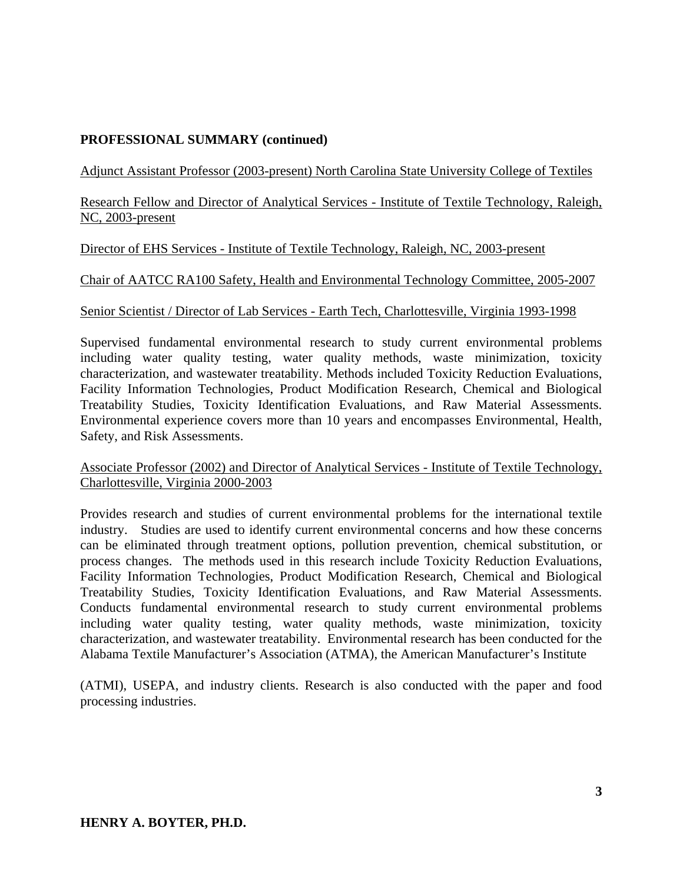**PROFESSIONAL SUMMARY (continued)**

Adjunct Assistant Professor (2003-present) North Carolina State University College of Textiles

Research Fellow and Director of Analytical Services - Institute of Textile Technology, Raleigh, NC, 2003-present

Director of EHS Services - Institute of Textile Technology, Raleigh, NC, 2003-present

Chair of AATCC RA100 Safety, Health and Environmental Technology Committee, 2005-2007

Senior Scientist / Director of Lab Services - Earth Tech, Charlottesville, Virginia 1993-1998

Supervised fundamental environmental research to study current environmental problems including water quality testing, water quality methods, waste minimization, toxicity characterization, and wastewater treatability. Methods included Toxicity Reduction Evaluations, Facility Information Technologies, Product Modification Research, Chemical and Biological Treatability Studies, Toxicity Identification Evaluations, and Raw Material Assessments. Environmental experience covers more than 10 years and encompasses Environmental, Health, Safety, and Risk Assessments.

Associate Professor (2002) and Director of Analytical Services - Institute of Textile Technology, Charlottesville, Virginia 2000-2003

Provides research and studies of current environmental problems for the international textile industry. Studies are used to identify current environmental concerns and how these concerns can be eliminated through treatment options, pollution prevention, chemical substitution, or process changes. The methods used in this research include Toxicity Reduction Evaluations, Facility Information Technologies, Product Modification Research, Chemical and Biological Treatability Studies, Toxicity Identification Evaluations, and Raw Material Assessments. Conducts fundamental environmental research to study current environmental problems including water quality testing, water quality methods, waste minimization, toxicity characterization, and wastewater treatability. Environmental research has been conducted for the Alabama Textile Manufacturer's Association (ATMA), the American Manufacturer's Institute (ATMI), USEPA, and industry clients. Research is also conducted with the paper and food processing industries.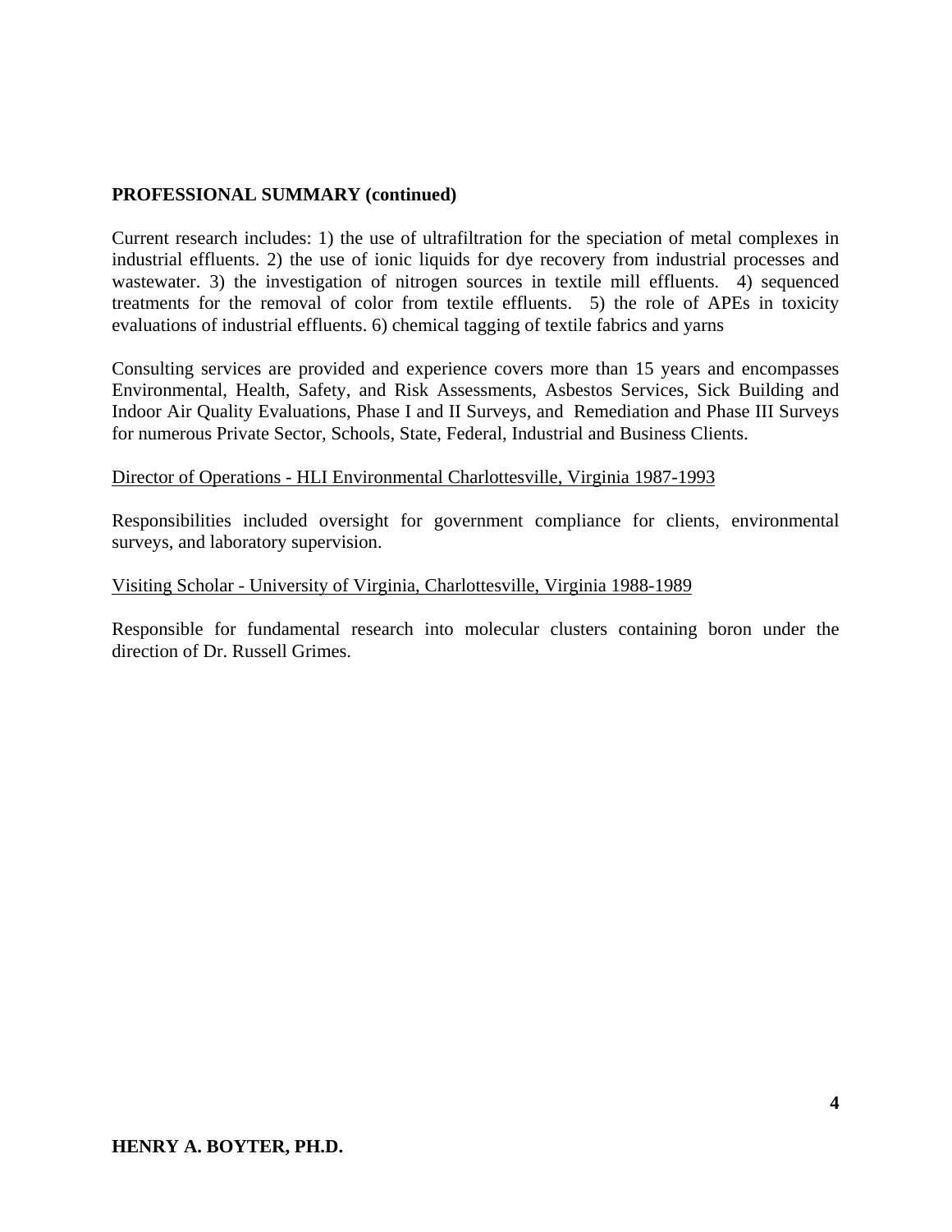**PROFESSIONAL SUMMARY (continued)**

Current research includes: 1) the use of ultrafiltration for the speciation of metal complexes in industrial effluents. 2) the use of ionic liquids for dye recovery from industrial processes and wastewater. 3) the investigation of nitrogen sources in textile mill effluents. 4) sequenced treatments for the removal of color from textile effluents. 5) the role of APEs in toxicity evaluations of industrial effluents. 6) chemical tagging of textile fabrics and yarns

Consulting services are provided and experience covers more than 15 years and encompasses Environmental, Health, Safety, and Risk Assessments, Asbestos Services, Sick Building and Indoor Air Quality Evaluations, Phase I and II Surveys, and Remediation and Phase III Surveys for numerous Private Sector, Schools, State, Federal, Industrial and Business Clients.

<u>Director of Operations - HLI Environmental Charlottesville, Virginia 1987-1993</u>

Responsibilities included oversight for government compliance for clients, environmental surveys, and laboratory supervision.

<u>Visiting Scholar - University of Virginia, Charlottesville, Virginia 1988-1989</u>

Responsible for fundamental research into molecular clusters containing boron under the direction of Dr. Russell Grimes.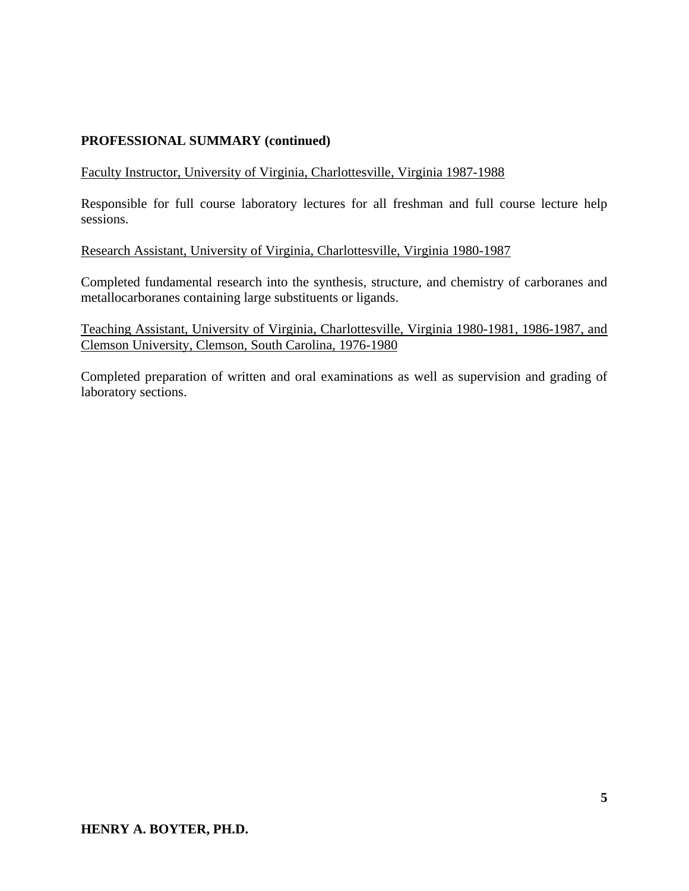**PROFESSIONAL SUMMARY (continued)**

Faculty Instructor, University of Virginia, Charlottesville, Virginia 1987-1988

Responsible for full course laboratory lectures for all freshman and full course lecture help sessions.

Research Assistant, University of Virginia, Charlottesville, Virginia 1980-1987

Completed fundamental research into the synthesis, structure, and chemistry of carboranes and metallocarboranes containing large substituents or ligands.

Teaching Assistant, University of Virginia, Charlottesville, Virginia 1980-1981, 1986-1987, and Clemson University, Clemson, South Carolina, 1976-1980

Completed preparation of written and oral examinations as well as supervision and grading of laboratory sections.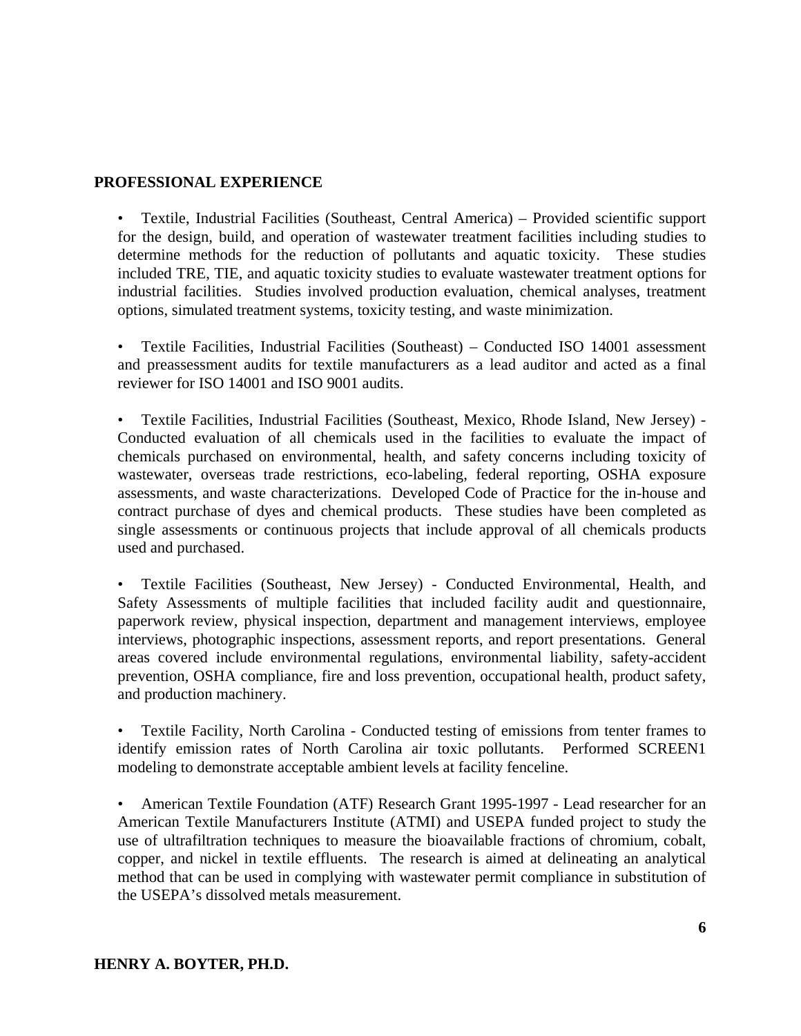## PROFESSIONAL EXPERIENCE

- Textile, Industrial Facilities (Southeast, Central America) – Provided scientific support for the design, build, and operation of wastewater treatment facilities including studies to determine methods for the reduction of pollutants and aquatic toxicity. These studies included TRE, TIE, and aquatic toxicity studies to evaluate wastewater treatment options for industrial facilities. Studies involved production evaluation, chemical analyses, treatment options, simulated treatment systems, toxicity testing, and waste minimization.

- Textile Facilities, Industrial Facilities (Southeast) – Conducted ISO 14001 assessment and preassessment audits for textile manufacturers as a lead auditor and acted as a final reviewer for ISO 14001 and ISO 9001 audits.

- Textile Facilities, Industrial Facilities (Southeast, Mexico, Rhode Island, New Jersey) - Conducted evaluation of all chemicals used in the facilities to evaluate the impact of chemicals purchased on environmental, health, and safety concerns including toxicity of wastewater, overseas trade restrictions, eco-labeling, federal reporting, OSHA exposure assessments, and waste characterizations. Developed Code of Practice for the in-house and contract purchase of dyes and chemical products. These studies have been completed as single assessments or continuous projects that include approval of all chemicals products used and purchased.

- Textile Facilities (Southeast, New Jersey) - Conducted Environmental, Health, and Safety Assessments of multiple facilities that included facility audit and questionnaire, paperwork review, physical inspection, department and management interviews, employee interviews, photographic inspections, assessment reports, and report presentations. General areas covered include environmental regulations, environmental liability, safety-accident prevention, OSHA compliance, fire and loss prevention, occupational health, product safety, and production machinery.

- Textile Facility, North Carolina - Conducted testing of emissions from tenter frames to identify emission rates of North Carolina air toxic pollutants. Performed SCREEN1 modeling to demonstrate acceptable ambient levels at facility fenceline.

- American Textile Foundation (ATF) Research Grant 1995-1997 - Lead researcher for an American Textile Manufacturers Institute (ATMI) and USEPA funded project to study the use of ultrafiltration techniques to measure the bioavailable fractions of chromium, cobalt, copper, and nickel in textile effluents. The research is aimed at delineating an analytical method that can be used in complying with wastewater permit compliance in substitution of the USEPA's dissolved metals measurement.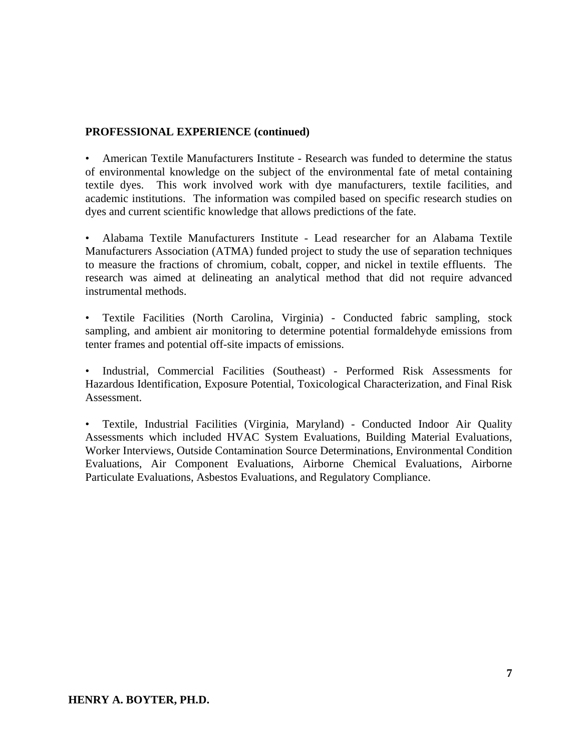**PROFESSIONAL EXPERIENCE (continued)**

- American Textile Manufacturers Institute - Research was funded to determine the status of environmental knowledge on the subject of the environmental fate of metal containing textile dyes. This work involved work with dye manufacturers, textile facilities, and academic institutions. The information was compiled based on specific research studies on dyes and current scientific knowledge that allows predictions of the fate.

- Alabama Textile Manufacturers Institute - Lead researcher for an Alabama Textile Manufacturers Association (ATMA) funded project to study the use of separation techniques to measure the fractions of chromium, cobalt, copper, and nickel in textile effluents. The research was aimed at delineating an analytical method that did not require advanced instrumental methods.

- Textile Facilities (North Carolina, Virginia) - Conducted fabric sampling, stock sampling, and ambient air monitoring to determine potential formaldehyde emissions from tenter frames and potential off-site impacts of emissions.

- Industrial, Commercial Facilities (Southeast) - Performed Risk Assessments for Hazardous Identification, Exposure Potential, Toxicological Characterization, and Final Risk Assessment.

- Textile, Industrial Facilities (Virginia, Maryland) - Conducted Indoor Air Quality Assessments which included HVAC System Evaluations, Building Material Evaluations, Worker Interviews, Outside Contamination Source Determinations, Environmental Condition Evaluations, Air Component Evaluations, Airborne Chemical Evaluations, Airborne Particulate Evaluations, Asbestos Evaluations, and Regulatory Compliance.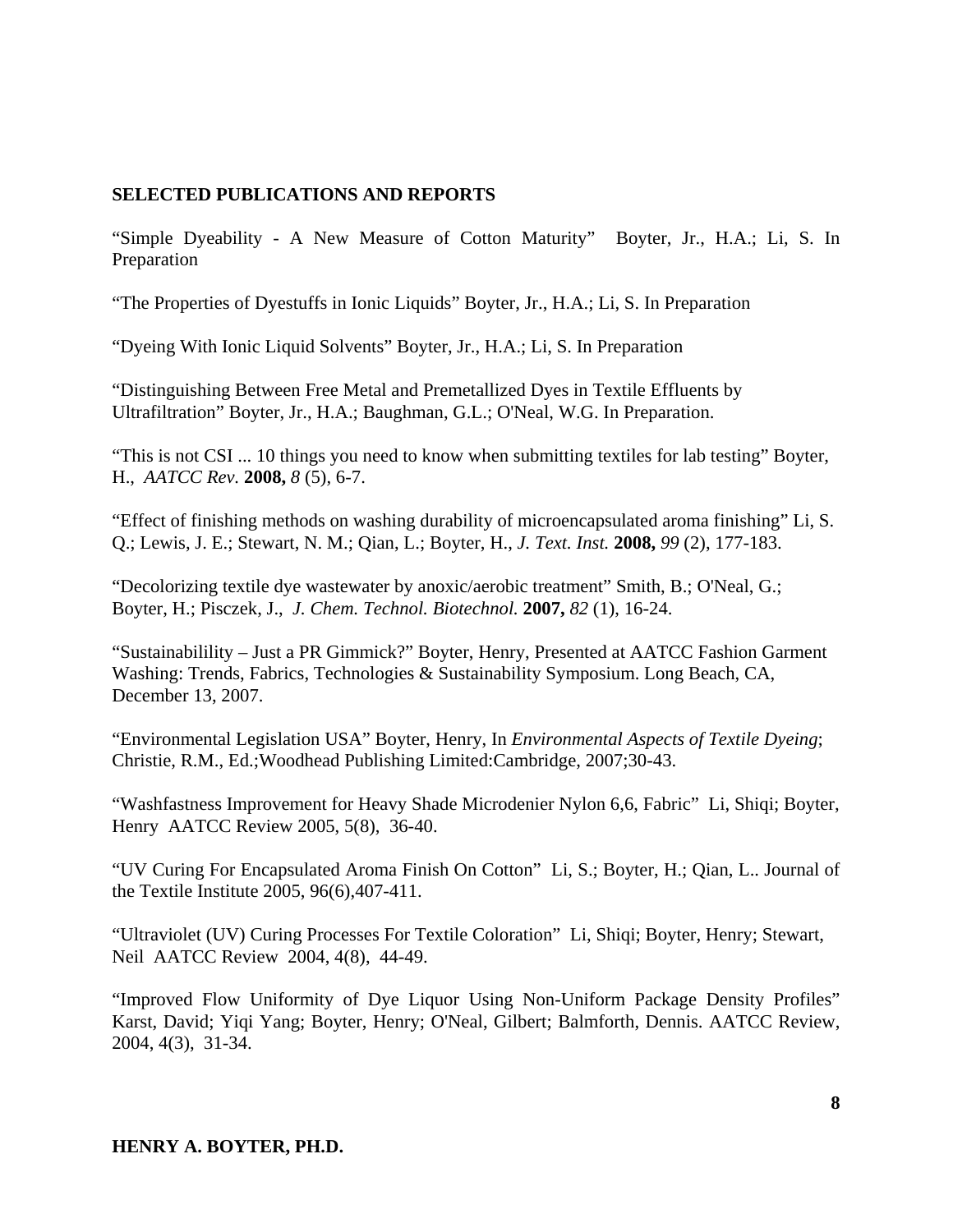**SELECTED PUBLICATIONS AND REPORTS**

"Simple Dyeability - A New Measure of Cotton Maturity" Boyter, Jr., H.A.; Li, S. In Preparation

"The Properties of Dyestuffs in Ionic Liquids" Boyter, Jr., H.A.; Li, S. In Preparation

"Dyeing With Ionic Liquid Solvents" Boyter, Jr., H.A.; Li, S. In Preparation

"Distinguishing Between Free Metal and Premetallized Dyes in Textile Effluents by Ultrafiltration" Boyter, Jr., H.A.; Baughman, G.L.; O'Neal, W.G. In Preparation.

"This is not CSI ... 10 things you need to know when submitting textiles for lab testing" Boyter, H., *AATCC Rev.* **2008,** *8* (5), 6-7.

"Effect of finishing methods on washing durability of microencapsulated aroma finishing" Li, S. Q.; Lewis, J. E.; Stewart, N. M.; Qian, L.; Boyter, H., *J. Text. Inst.* **2008,** *99* (2), 177-183.

"Decolorizing textile dye wastewater by anoxic/aerobic treatment" Smith, B.; O'Neal, G.; Boyter, H.; Pisczek, J., *J. Chem. Technol. Biotechnol.* **2007,** *82* (1), 16-24.

"Sustainabilility – Just a PR Gimmick?" Boyter, Henry, Presented at AATCC Fashion Garment Washing: Trends, Fabrics, Technologies & Sustainability Symposium. Long Beach, CA, December 13, 2007.

"Environmental Legislation USA" Boyter, Henry, In *Environmental Aspects of Textile Dyeing*; Christie, R.M., Ed.;Woodhead Publishing Limited:Cambridge, 2007;30-43.

"Washfastness Improvement for Heavy Shade Microdenier Nylon 6,6, Fabric" Li, Shiqi; Boyter, Henry AATCC Review 2005, 5(8), 36-40.

"UV Curing For Encapsulated Aroma Finish On Cotton" Li, S.; Boyter, H.; Qian, L.. Journal of the Textile Institute 2005, 96(6),407-411.

"Ultraviolet (UV) Curing Processes For Textile Coloration" Li, Shiqi; Boyter, Henry; Stewart, Neil AATCC Review 2004, 4(8), 44-49.

"Improved Flow Uniformity of Dye Liquor Using Non-Uniform Package Density Profiles" Karst, David; Yiqi Yang; Boyter, Henry; O'Neal, Gilbert; Balmforth, Dennis. AATCC Review, 2004, 4(3), 31-34.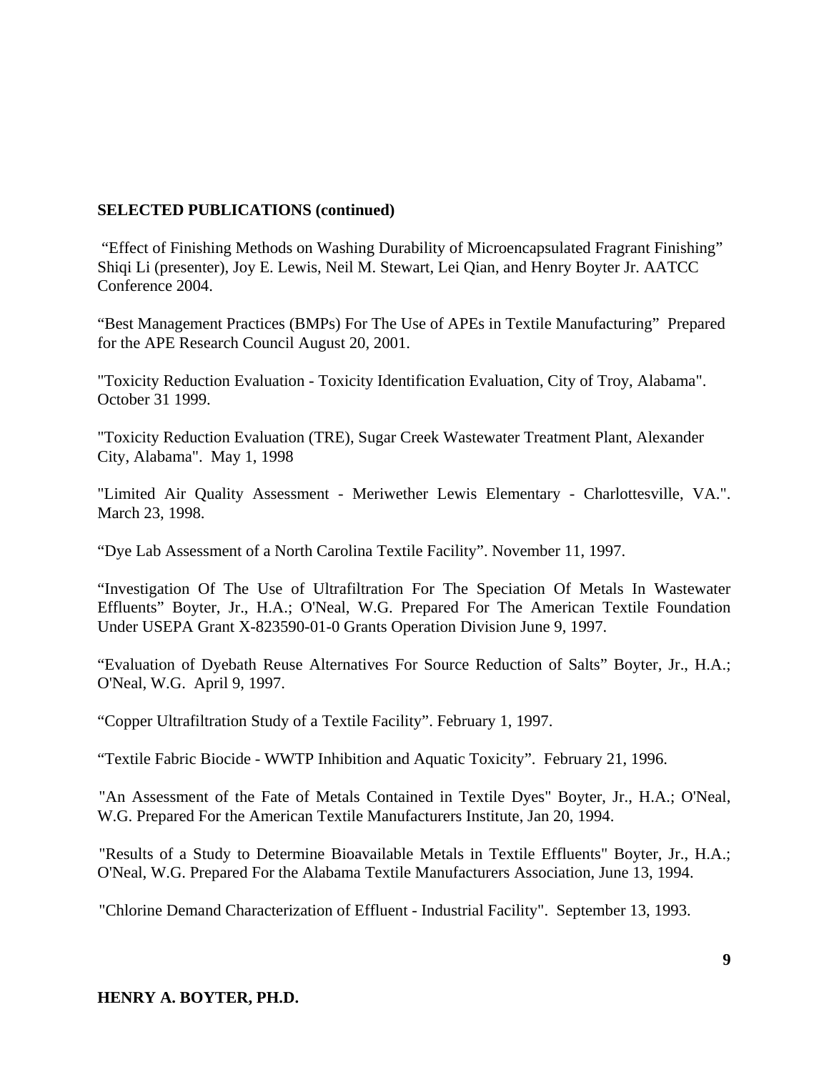**SELECTED PUBLICATIONS (continued)**

"Effect of Finishing Methods on Washing Durability of Microencapsulated Fragrant Finishing" Shiqi Li (presenter), Joy E. Lewis, Neil M. Stewart, Lei Qian, and Henry Boyter Jr. AATCC Conference 2004.

"Best Management Practices (BMPs) For The Use of APEs in Textile Manufacturing" Prepared for the APE Research Council August 20, 2001.

"Toxicity Reduction Evaluation - Toxicity Identification Evaluation, City of Troy, Alabama". October 31 1999.

"Toxicity Reduction Evaluation (TRE), Sugar Creek Wastewater Treatment Plant, Alexander City, Alabama". May 1, 1998

"Limited Air Quality Assessment - Meriwether Lewis Elementary - Charlottesville, VA.". March 23, 1998.

"Dye Lab Assessment of a North Carolina Textile Facility". November 11, 1997.

"Investigation Of The Use of Ultrafiltration For The Speciation Of Metals In Wastewater Effluents" Boyter, Jr., H.A.; O'Neal, W.G. Prepared For The American Textile Foundation Under USEPA Grant X-823590-01-0 Grants Operation Division June 9, 1997.

"Evaluation of Dyebath Reuse Alternatives For Source Reduction of Salts" Boyter, Jr., H.A.; O'Neal, W.G. April 9, 1997.

"Copper Ultrafiltration Study of a Textile Facility". February 1, 1997.

"Textile Fabric Biocide - WWTP Inhibition and Aquatic Toxicity". February 21, 1996.

"An Assessment of the Fate of Metals Contained in Textile Dyes" Boyter, Jr., H.A.; O'Neal, W.G. Prepared For the American Textile Manufacturers Institute, Jan 20, 1994.

"Results of a Study to Determine Bioavailable Metals in Textile Effluents" Boyter, Jr., H.A.; O'Neal, W.G. Prepared For the Alabama Textile Manufacturers Association, June 13, 1994.

"Chlorine Demand Characterization of Effluent - Industrial Facility". September 13, 1993.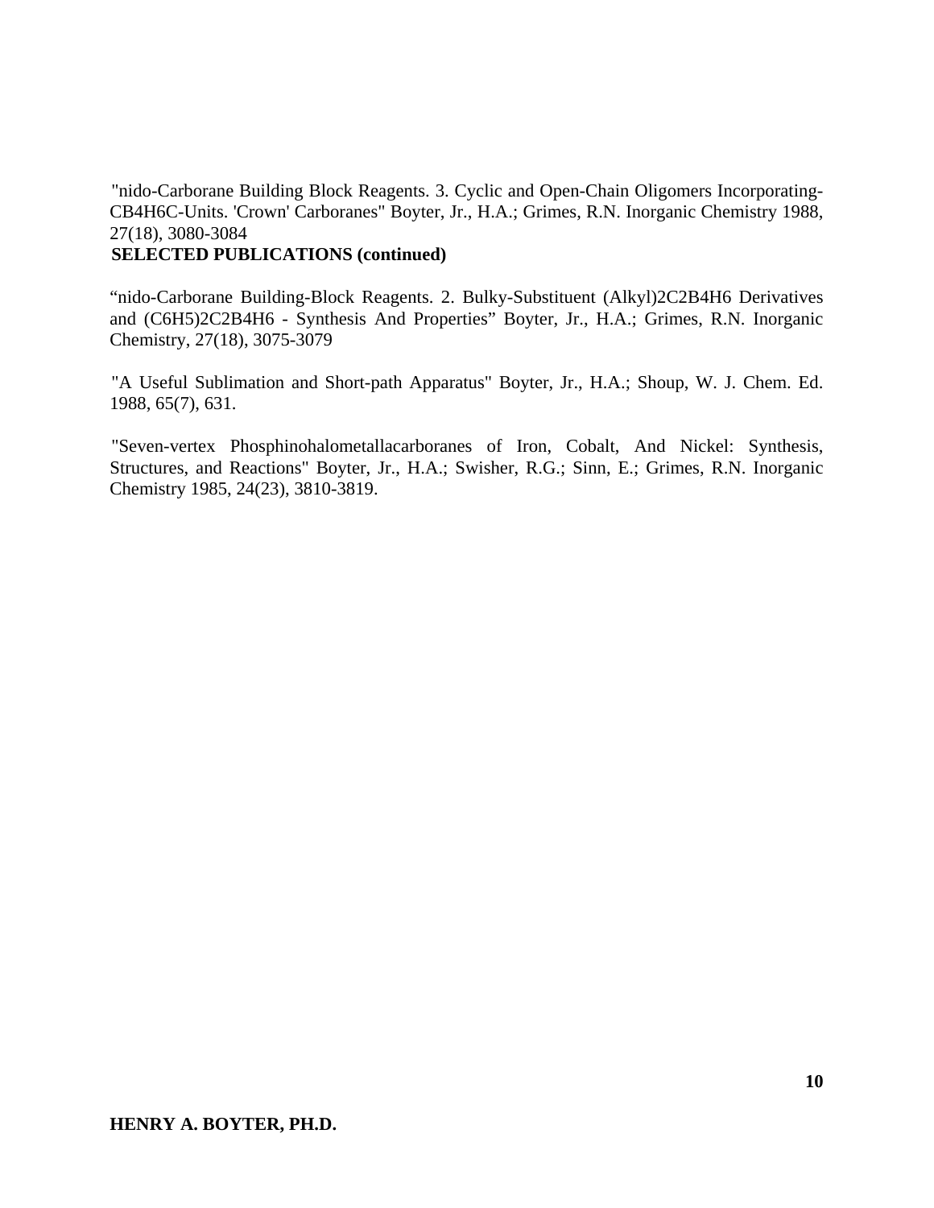"nido-Carborane Building Block Reagents. 3. Cyclic and Open-Chain Oligomers Incorporating-CB4H6C-Units. 'Crown' Carboranes" Boyter, Jr., H.A.; Grimes, R.N. Inorganic Chemistry 1988, 27(18), 3080-3084

**SELECTED PUBLICATIONS (continued)**

"nido-Carborane Building-Block Reagents. 2. Bulky-Substituent (Alkyl)2C2B4H6 Derivatives and (C6H5)2C2B4H6 - Synthesis And Properties" Boyter, Jr., H.A.; Grimes, R.N. Inorganic Chemistry, 27(18), 3075-3079

"A Useful Sublimation and Short-path Apparatus" Boyter, Jr., H.A.; Shoup, W. J. Chem. Ed. 1988, 65(7), 631.

"Seven-vertex Phosphinohalometallacarboranes of Iron, Cobalt, And Nickel: Synthesis, Structures, and Reactions" Boyter, Jr., H.A.; Swisher, R.G.; Sinn, E.; Grimes, R.N. Inorganic Chemistry 1985, 24(23), 3810-3819.